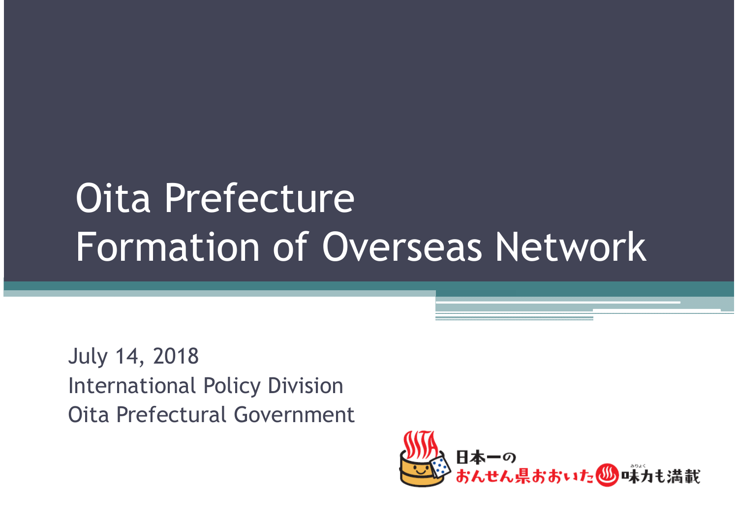# Oita Prefecture
# Formation of Overseas Network

July 14, 2018
International Policy Division
Oita Prefectural Government

日本一のおんせん県おおいた味力も満載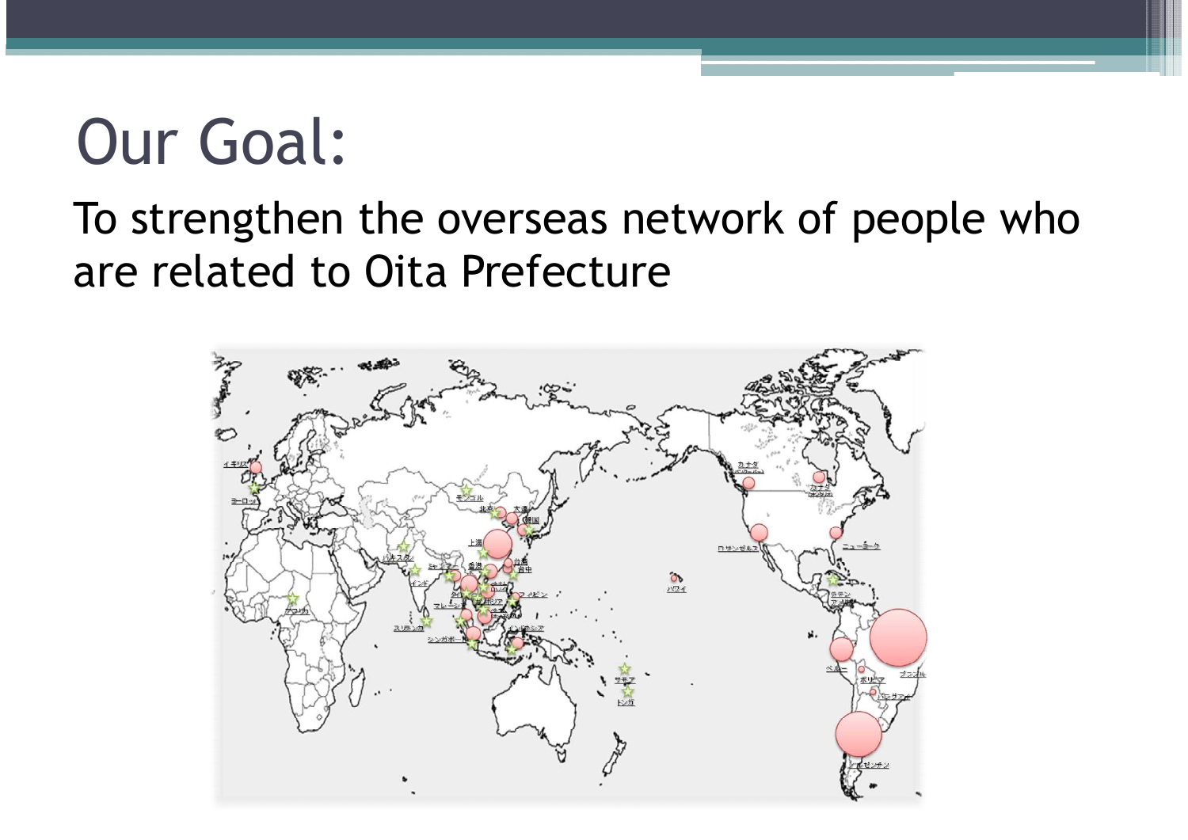# Our Goal:

To strengthen the overseas network of people who are related to Oita Prefecture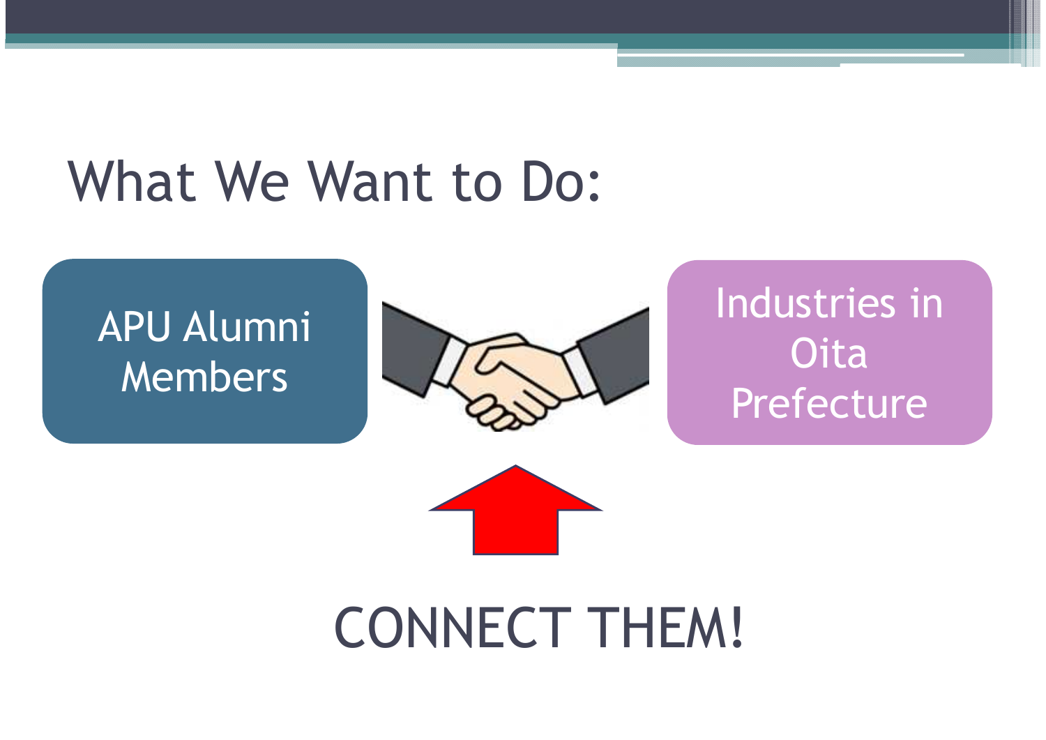# What We Want to Do:

APU Alumni Members

Industries in Oita Prefecture

CONNECT THEM!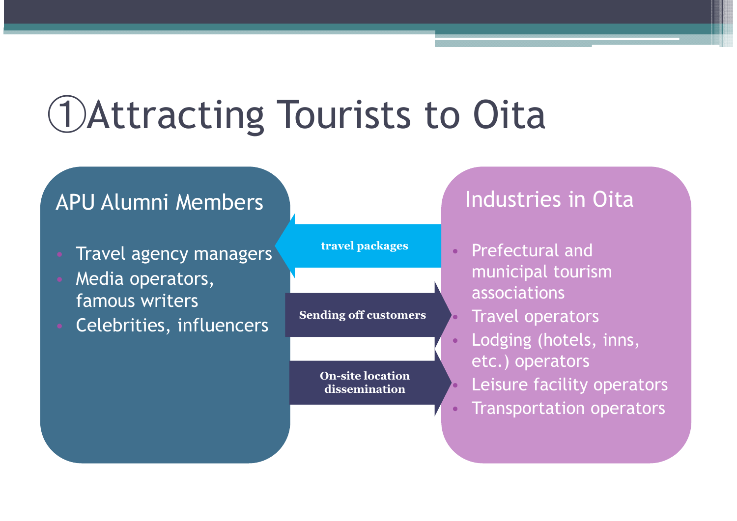# ①Attracting Tourists to Oita

## APU Alumni Members

- Travel agency managers
- Media operators, famous writers
- Celebrities, influencers

**travel packages**

**Sending off customers**

**On-site location dissemination**

## Industries in Oita

- Prefectural and municipal tourism associations
- Travel operators
- Lodging (hotels, inns, etc.) operators
- Leisure facility operators
- Transportation operators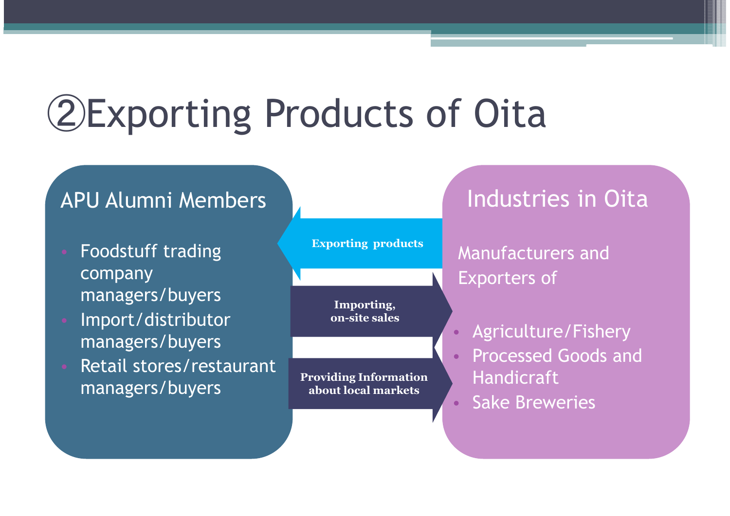# ②Exporting Products of Oita

## APU Alumni Members

- Foodstuff trading company managers/buyers
- Import/distributor managers/buyers
- Retail stores/restaurant managers/buyers

**Exporting products**

**Importing, on-site sales**

**Providing Information about local markets**

## Industries in Oita

Manufacturers and Exporters of

- Agriculture/Fishery
- Processed Goods and Handicraft
- Sake Breweries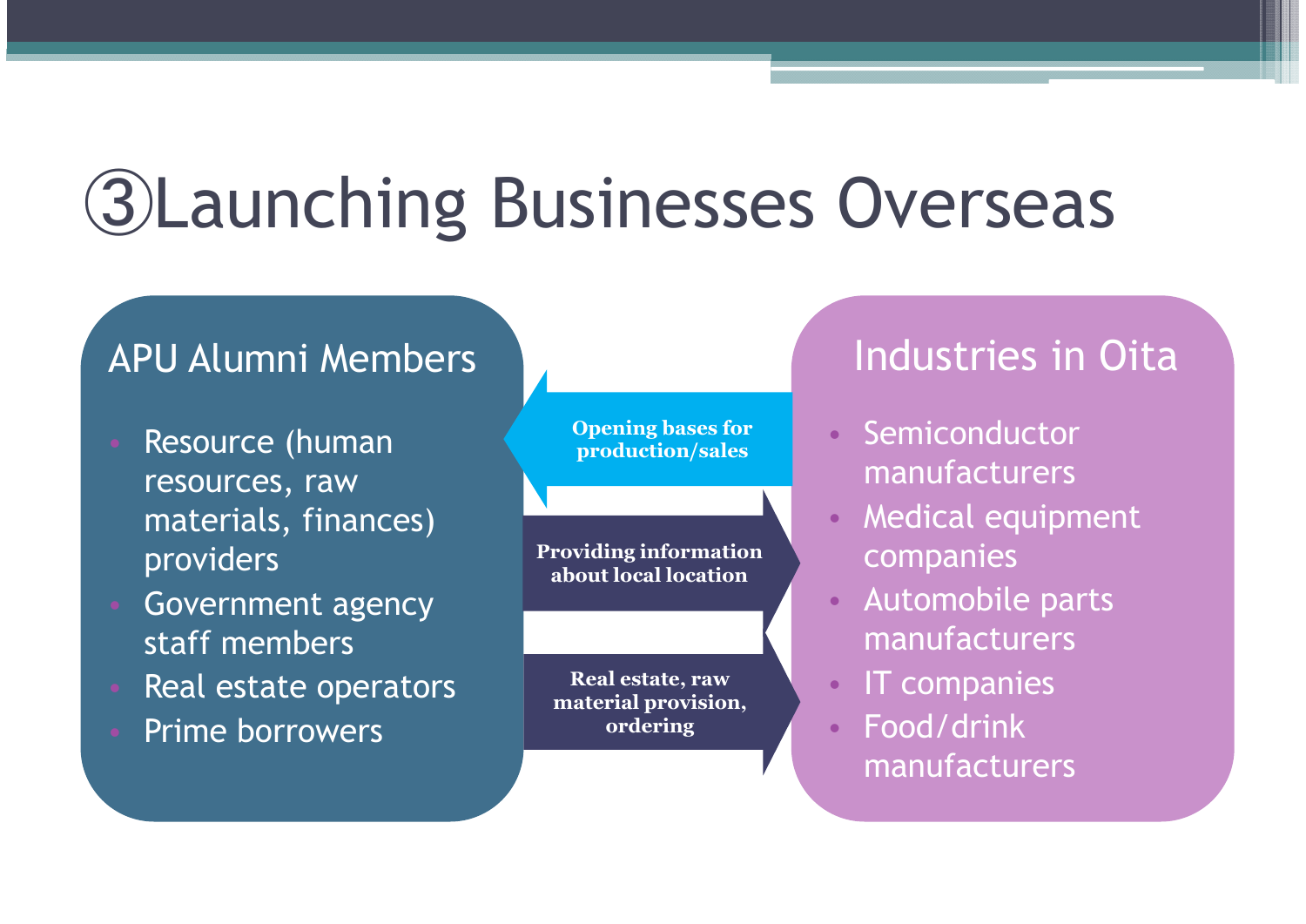# ③Launching Businesses Overseas

## APU Alumni Members

- Resource (human resources, raw materials, finances) providers
- Government agency staff members
- Real estate operators
- Prime borrowers

**Opening bases for production/sales**

**Providing information about local location**

**Real estate, raw material provision, ordering**

## Industries in Oita

- Semiconductor manufacturers
- Medical equipment companies
- Automobile parts manufacturers
- IT companies
- Food/drink manufacturers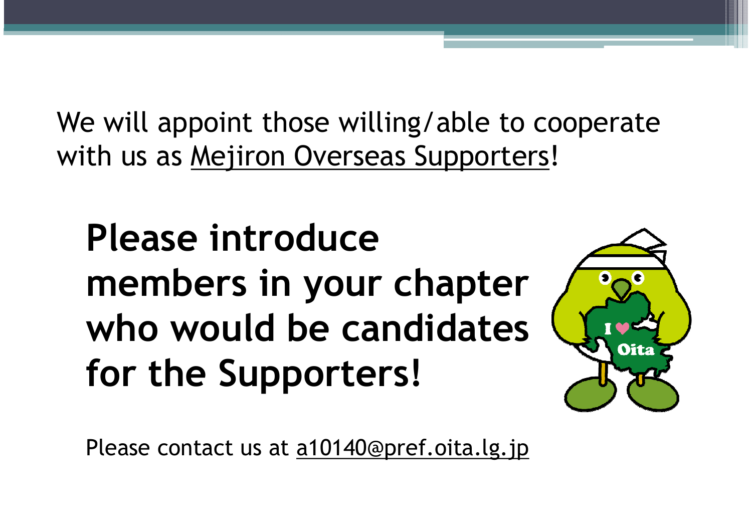We will appoint those willing/able to cooperate with us as Mejiron Overseas Supporters!

**Please introduce members in your chapter who would be candidates for the Supporters!**

Please contact us at a10140@pref.oita.lg.jp